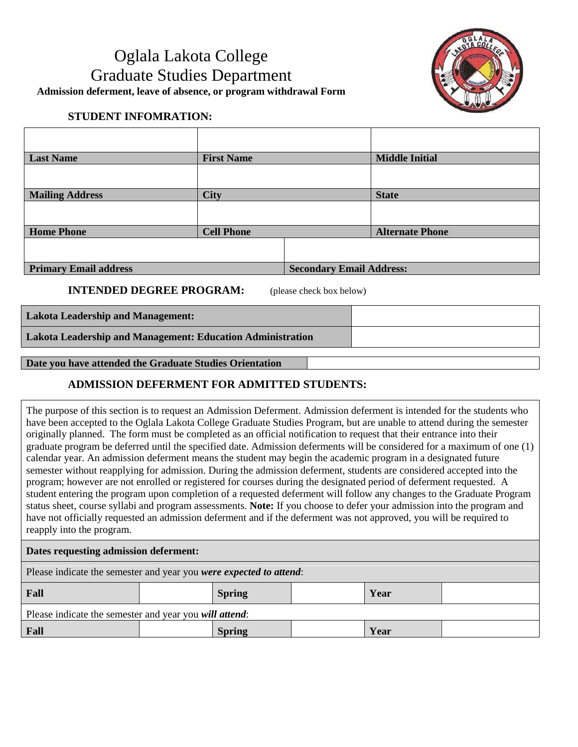# Oglala Lakota College
# Graduate Studies Department

**Admission deferment, leave of absence, or program withdrawal Form**

### STUDENT INFOMRATION:

| | | |
|---|---|---|
| **Last Name** | **First Name** | **Middle Initial** |
| | | |
| **Mailing Address** | **City** | **State** |
| | | |
| **Home Phone** | **Cell Phone** | **Alternate Phone** |

| | |
|---|---|
| **Primary Email address** | **Secondary Email Address:** |

### INTENDED DEGREE PROGRAM: (please check box below)

| | |
|---|---|
| **Lakota Leadership and Management:** | |
| **Lakota Leadership and Management: Education Administration** | |

| | |
|---|---|
| **Date you have attended the Graduate Studies Orientation** | |

### ADMISSION DEFERMENT FOR ADMITTED STUDENTS:

The purpose of this section is to request an Admission Deferment. Admission deferment is intended for the students who have been accepted to the Oglala Lakota College Graduate Studies Program, but are unable to attend during the semester originally planned. The form must be completed as an official notification to request that their entrance into their graduate program be deferred until the specified date. Admission deferments will be considered for a maximum of one (1) calendar year. An admission deferment means the student may begin the academic program in a designated future semester without reapplying for admission. During the admission deferment, students are considered accepted into the program; however are not enrolled or registered for courses during the designated period of deferment requested. A student entering the program upon completion of a requested deferment will follow any changes to the Graduate Program status sheet, course syllabi and program assessments. **Note:** If you choose to defer your admission into the program and have not officially requested an admission deferment and if the deferment was not approved, you will be required to reapply into the program.

**Dates requesting admission deferment:**

Please indicate the semester and year you ***were expected to attend***:

| **Fall** | | **Spring** | | **Year** | |
|---|---|---|---|---|---|

Please indicate the semester and year you ***will attend***:

| **Fall** | | **Spring** | | **Year** | |
|---|---|---|---|---|---|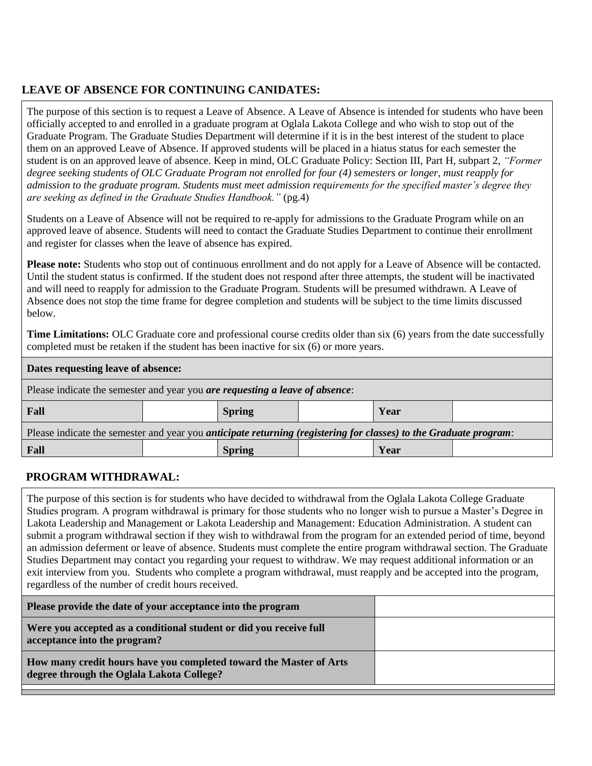## LEAVE OF ABSENCE FOR CONTINUING CANIDATES:

The purpose of this section is to request a Leave of Absence. A Leave of Absence is intended for students who have been officially accepted to and enrolled in a graduate program at Oglala Lakota College and who wish to stop out of the Graduate Program. The Graduate Studies Department will determine if it is in the best interest of the student to place them on an approved Leave of Absence. If approved students will be placed in a hiatus status for each semester the student is on an approved leave of absence. Keep in mind, OLC Graduate Policy: Section III, Part H, subpart 2, *"Former degree seeking students of OLC Graduate Program not enrolled for four (4) semesters or longer, must reapply for admission to the graduate program. Students must meet admission requirements for the specified master's degree they are seeking as defined in the Graduate Studies Handbook."* (pg.4)

Students on a Leave of Absence will not be required to re-apply for admissions to the Graduate Program while on an approved leave of absence. Students will need to contact the Graduate Studies Department to continue their enrollment and register for classes when the leave of absence has expired.

**Please note:** Students who stop out of continuous enrollment and do not apply for a Leave of Absence will be contacted. Until the student status is confirmed. If the student does not respond after three attempts, the student will be inactivated and will need to reapply for admission to the Graduate Program. Students will be presumed withdrawn. A Leave of Absence does not stop the time frame for degree completion and students will be subject to the time limits discussed below.

**Time Limitations:** OLC Graduate core and professional course credits older than six (6) years from the date successfully completed must be retaken if the student has been inactive for six (6) or more years.

| **Dates requesting leave of absence:** | | | | | |
|---|---|---|---|---|---|
| Please indicate the semester and year you ***are requesting a leave of absence***: | | | | | |
| **Fall** | | **Spring** | | **Year** | |
| Please indicate the semester and year you ***anticipate returning (registering for classes) to the Graduate program***: | | | | | |
| **Fall** | | **Spring** | | **Year** | |

## PROGRAM WITHDRAWAL:

The purpose of this section is for students who have decided to withdrawal from the Oglala Lakota College Graduate Studies program. A program withdrawal is primary for those students who no longer wish to pursue a Master's Degree in Lakota Leadership and Management or Lakota Leadership and Management: Education Administration. A student can submit a program withdrawal section if they wish to withdrawal from the program for an extended period of time, beyond an admission deferment or leave of absence. Students must complete the entire program withdrawal section. The Graduate Studies Department may contact you regarding your request to withdraw. We may request additional information or an exit interview from you. Students who complete a program withdrawal, must reapply and be accepted into the program, regardless of the number of credit hours received.

| | |
|---|---|
| **Please provide the date of your acceptance into the program** | |
| **Were you accepted as a conditional student or did you receive full acceptance into the program?** | |
| **How many credit hours have you completed toward the Master of Arts degree through the Oglala Lakota College?** | |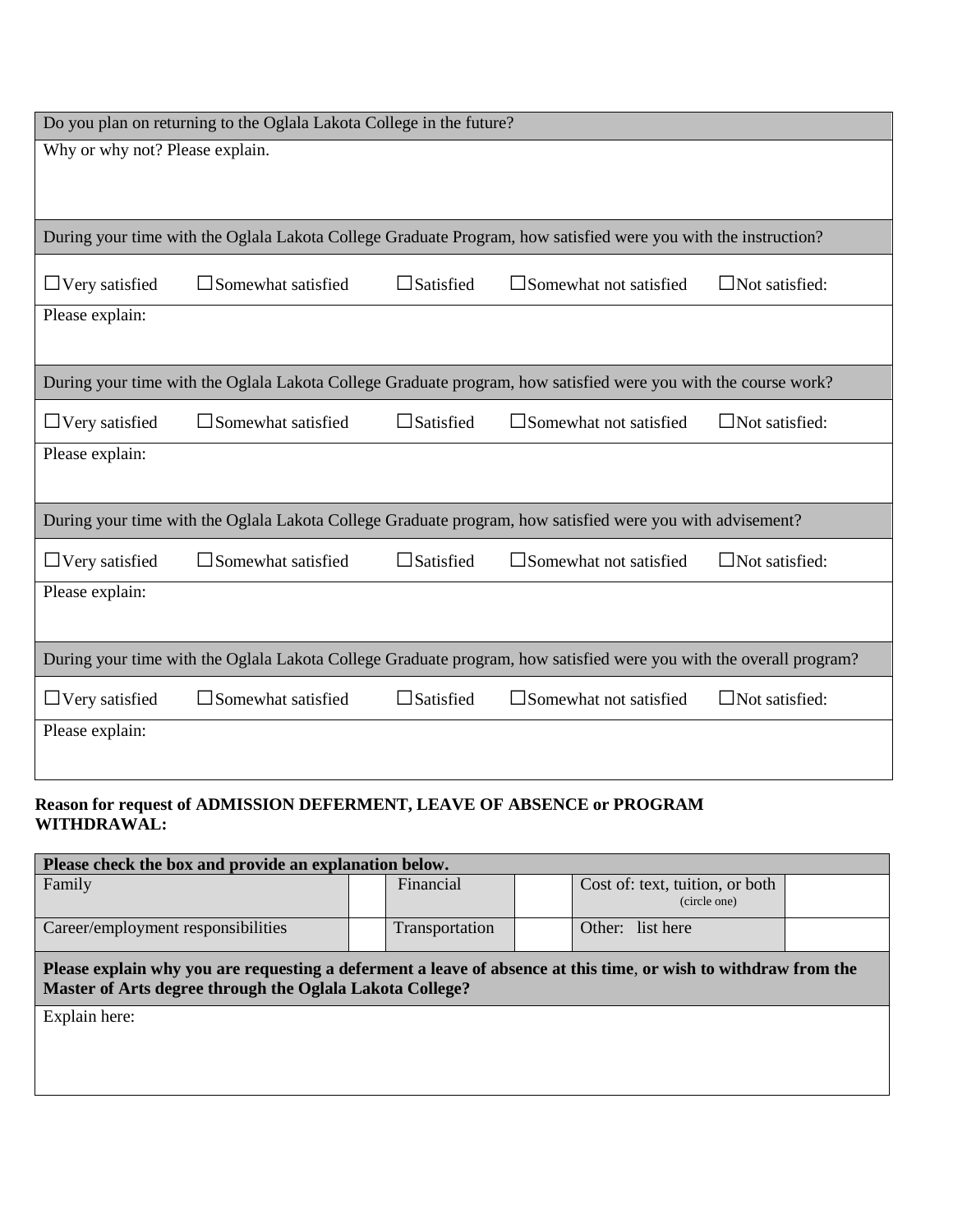| Do you plan on returning to the Oglala Lakota College in the future? | | | | |
|---|---|---|---|---|
| Why or why not? Please explain. | | | | |
| During your time with the Oglala Lakota College Graduate Program, how satisfied were you with the instruction? | | | | |
| ☐Very satisfied | ☐Somewhat satisfied | ☐Satisfied | ☐Somewhat not satisfied | ☐Not satisfied: |
| Please explain: | | | | |
| During your time with the Oglala Lakota College Graduate program, how satisfied were you with the course work? | | | | |
| ☐Very satisfied | ☐Somewhat satisfied | ☐Satisfied | ☐Somewhat not satisfied | ☐Not satisfied: |
| Please explain: | | | | |
| During your time with the Oglala Lakota College Graduate program, how satisfied were you with advisement? | | | | |
| ☐Very satisfied | ☐Somewhat satisfied | ☐Satisfied | ☐Somewhat not satisfied | ☐Not satisfied: |
| Please explain: | | | | |
| During your time with the Oglala Lakota College Graduate program, how satisfied were you with the overall program? | | | | |
| ☐Very satisfied | ☐Somewhat satisfied | ☐Satisfied | ☐Somewhat not satisfied | ☐Not satisfied: |
| Please explain: | | | | |

**Reason for request of ADMISSION DEFERMENT, LEAVE OF ABSENCE or PROGRAM WITHDRAWAL:**

| **Please check the box and provide an explanation below.** | | | | | |
|---|---|---|---|---|---|
| Family | | Financial | | Cost of: text, tuition, or both (circle one) | |
| Career/employment responsibilities | | Transportation | | Other: list here | |
| **Please explain why you are requesting a deferment a leave of absence at this time, or wish to withdraw from the Master of Arts degree through the Oglala Lakota College?** | | | | | |
| Explain here: | | | | | |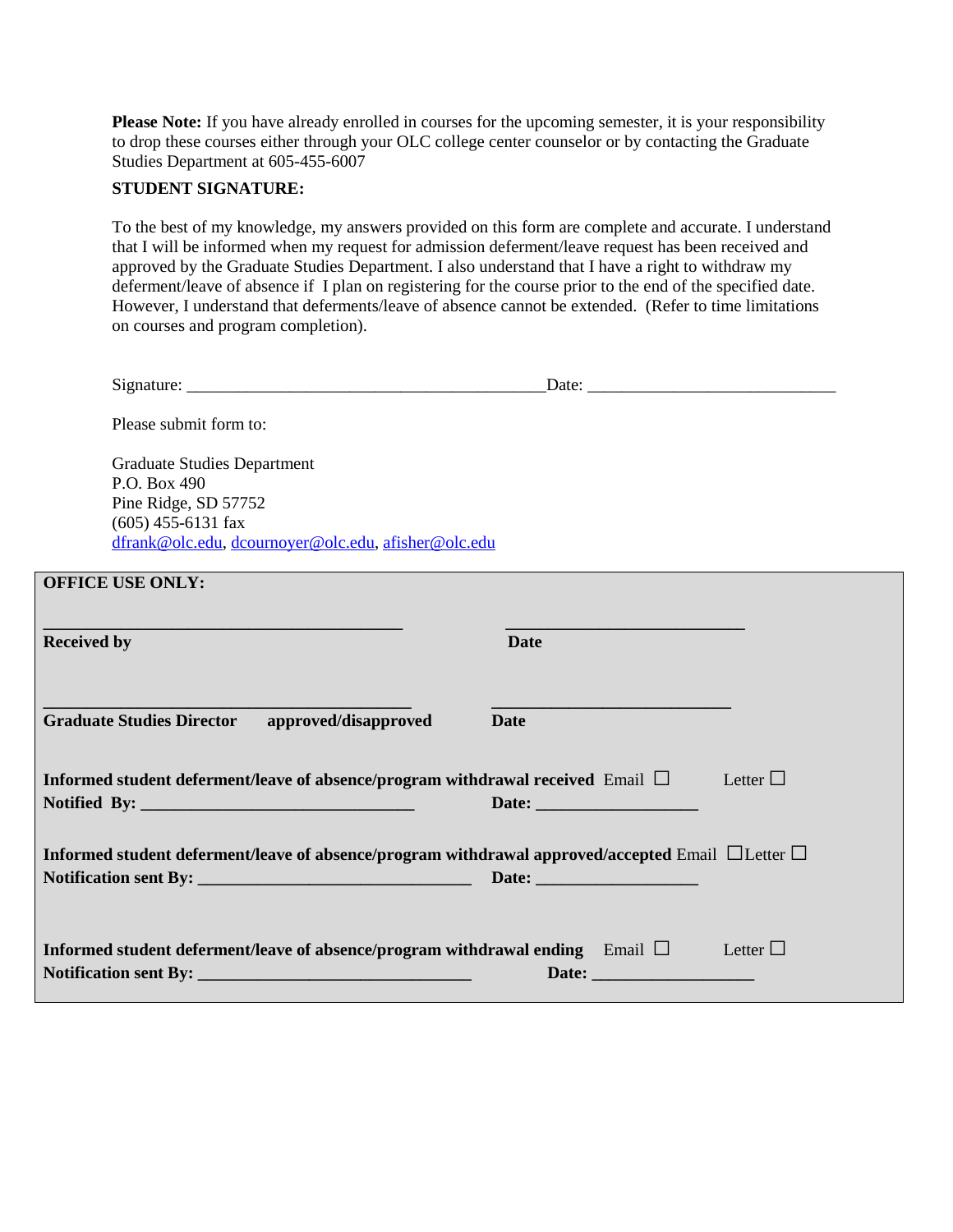**Please Note:** If you have already enrolled in courses for the upcoming semester, it is your responsibility to drop these courses either through your OLC college center counselor or by contacting the Graduate Studies Department at 605-455-6007

**STUDENT SIGNATURE:**

To the best of my knowledge, my answers provided on this form are complete and accurate. I understand that I will be informed when my request for admission deferment/leave request has been received and approved by the Graduate Studies Department. I also understand that I have a right to withdraw my deferment/leave of absence if I plan on registering for the course prior to the end of the specified date. However, I understand that deferments/leave of absence cannot be extended. (Refer to time limitations on courses and program completion).

Signature: ________________________________________Date: ___________________________

Please submit form to:

Graduate Studies Department
P.O. Box 490
Pine Ridge, SD 57752
(605) 455-6131 fax
dfrank@olc.edu, dcournoyer@olc.edu, afisher@olc.edu

**OFFICE USE ONLY:**

________________________________________ ___________________________

**Received by** **Date**

________________________________________ ___________________________

**Graduate Studies Director approved/disapproved** **Date**

**Informed student deferment/leave of absence/program withdrawal received** Email ☐ Letter ☐
**Notified By:** ______________________________ **Date:** __________________

**Informed student deferment/leave of absence/program withdrawal approved/accepted** Email ☐ Letter ☐
**Notification sent By:** ______________________________ **Date:** __________________

**Informed student deferment/leave of absence/program withdrawal ending** Email ☐ Letter ☐
**Notification sent By:** ______________________________ **Date:** __________________